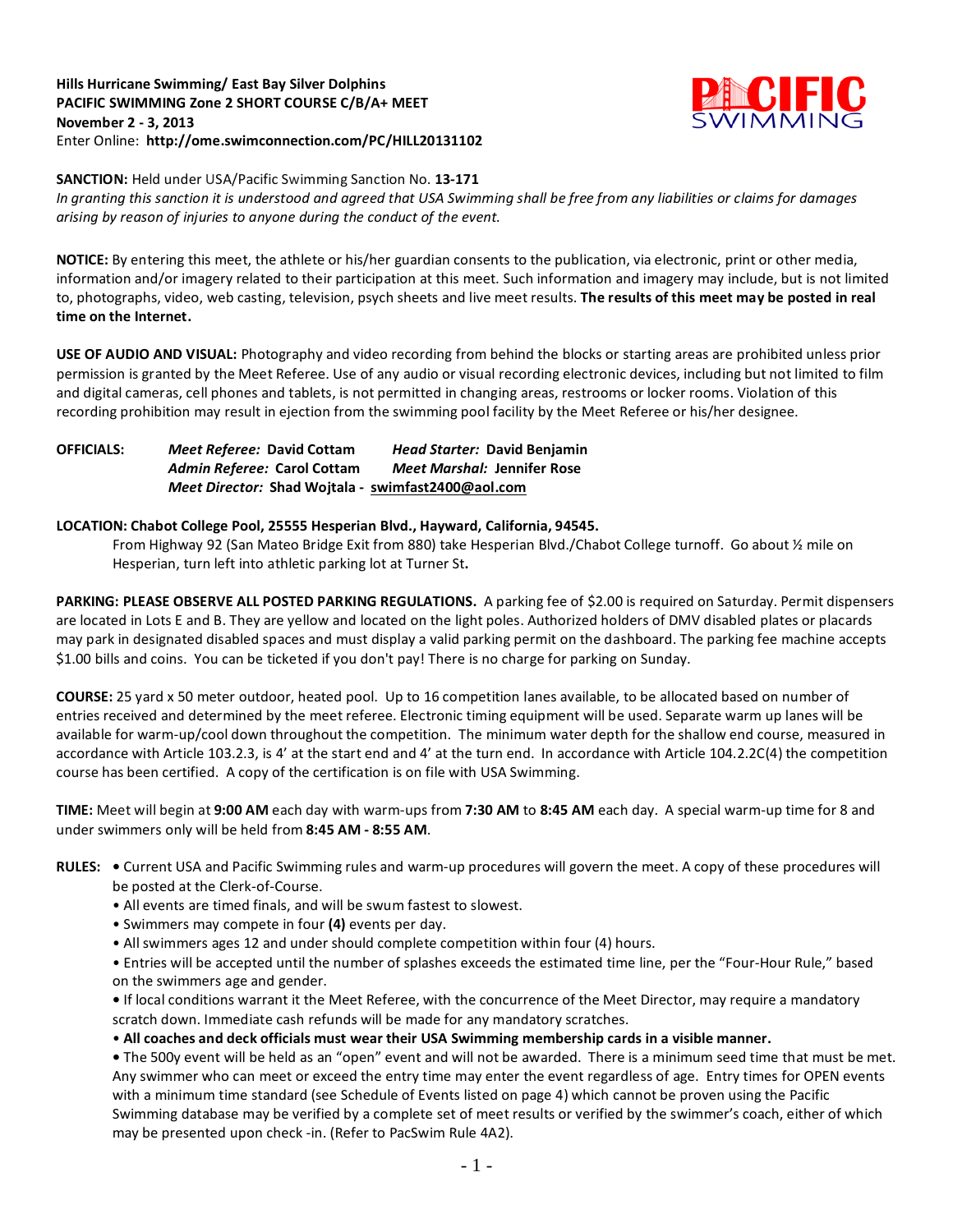**Hills Hurricane Swimming/ East Bay Silver Dolphins**
**PACIFIC SWIMMING Zone 2 SHORT COURSE C/B/A+ MEET**
**November 2 - 3, 2013**
Enter Online: **http://ome.swimconnection.com/PC/HILL20131102**

**SANCTION:** Held under USA/Pacific Swimming Sanction No. **13-171**
*In granting this sanction it is understood and agreed that USA Swimming shall be free from any liabilities or claims for damages arising by reason of injuries to anyone during the conduct of the event.*

**NOTICE:** By entering this meet, the athlete or his/her guardian consents to the publication, via electronic, print or other media, information and/or imagery related to their participation at this meet. Such information and imagery may include, but is not limited to, photographs, video, web casting, television, psych sheets and live meet results. **The results of this meet may be posted in real time on the Internet.**

**USE OF AUDIO AND VISUAL:** Photography and video recording from behind the blocks or starting areas are prohibited unless prior permission is granted by the Meet Referee. Use of any audio or visual recording electronic devices, including but not limited to film and digital cameras, cell phones and tablets, is not permitted in changing areas, restrooms or locker rooms. Violation of this recording prohibition may result in ejection from the swimming pool facility by the Meet Referee or his/her designee.

**OFFICIALS:**
- ***Meet Referee:*** **David Cottam**
- ***Head Starter:*** **David Benjamin**
- ***Admin Referee:*** **Carol Cottam**
- ***Meet Marshal:*** **Jennifer Rose**
- ***Meet Director:*** **Shad Wojtala - swimfast2400@aol.com**

**LOCATION: Chabot College Pool, 25555 Hesperian Blvd., Hayward, California, 94545.**
From Highway 92 (San Mateo Bridge Exit from 880) take Hesperian Blvd./Chabot College turnoff. Go about ½ mile on Hesperian, turn left into athletic parking lot at Turner St**.**

**PARKING: PLEASE OBSERVE ALL POSTED PARKING REGULATIONS.** A parking fee of $2.00 is required on Saturday. Permit dispensers are located in Lots E and B. They are yellow and located on the light poles. Authorized holders of DMV disabled plates or placards may park in designated disabled spaces and must display a valid parking permit on the dashboard. The parking fee machine accepts $1.00 bills and coins. You can be ticketed if you don't pay! There is no charge for parking on Sunday.

**COURSE:** 25 yard x 50 meter outdoor, heated pool. Up to 16 competition lanes available, to be allocated based on number of entries received and determined by the meet referee. Electronic timing equipment will be used. Separate warm up lanes will be available for warm-up/cool down throughout the competition. The minimum water depth for the shallow end course, measured in accordance with Article 103.2.3, is 4' at the start end and 4' at the turn end. In accordance with Article 104.2.2C(4) the competition course has been certified. A copy of the certification is on file with USA Swimming.

**TIME:** Meet will begin at **9:00 AM** each day with warm-ups from **7:30 AM** to **8:45 AM** each day. A special warm-up time for 8 and under swimmers only will be held from **8:45 AM - 8:55 AM**.

**RULES:**
- Current USA and Pacific Swimming rules and warm-up procedures will govern the meet. A copy of these procedures will be posted at the Clerk-of-Course.
- All events are timed finals, and will be swum fastest to slowest.
- Swimmers may compete in four **(4)** events per day.
- All swimmers ages 12 and under should complete competition within four (4) hours.
- Entries will be accepted until the number of splashes exceeds the estimated time line, per the "Four-Hour Rule," based on the swimmers age and gender.
- If local conditions warrant it the Meet Referee, with the concurrence of the Meet Director, may require a mandatory scratch down. Immediate cash refunds will be made for any mandatory scratches.
- **All coaches and deck officials must wear their USA Swimming membership cards in a visible manner.**
- The 500y event will be held as an "open" event and will not be awarded. There is a minimum seed time that must be met. Any swimmer who can meet or exceed the entry time may enter the event regardless of age. Entry times for OPEN events with a minimum time standard (see Schedule of Events listed on page 4) which cannot be proven using the Pacific Swimming database may be verified by a complete set of meet results or verified by the swimmer's coach, either of which may be presented upon check -in. (Refer to PacSwim Rule 4A2).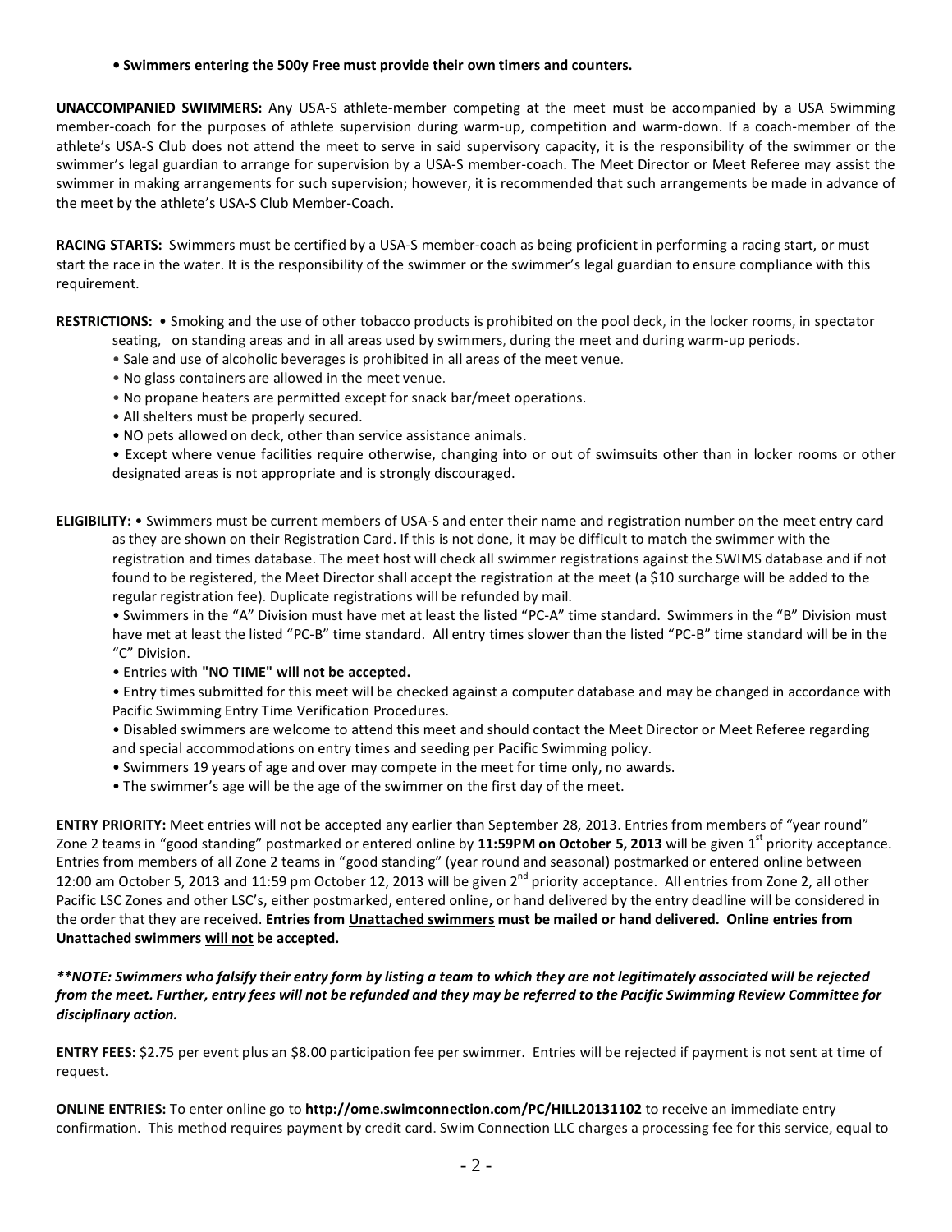**• Swimmers entering the 500y Free must provide their own timers and counters.**

**UNACCOMPANIED SWIMMERS:** Any USA-S athlete-member competing at the meet must be accompanied by a USA Swimming member-coach for the purposes of athlete supervision during warm-up, competition and warm-down. If a coach-member of the athlete's USA-S Club does not attend the meet to serve in said supervisory capacity, it is the responsibility of the swimmer or the swimmer's legal guardian to arrange for supervision by a USA-S member-coach. The Meet Director or Meet Referee may assist the swimmer in making arrangements for such supervision; however, it is recommended that such arrangements be made in advance of the meet by the athlete's USA-S Club Member-Coach.

**RACING STARTS:** Swimmers must be certified by a USA-S member-coach as being proficient in performing a racing start, or must start the race in the water. It is the responsibility of the swimmer or the swimmer's legal guardian to ensure compliance with this requirement.

**RESTRICTIONS:**
- Smoking and the use of other tobacco products is prohibited on the pool deck, in the locker rooms, in spectator seating, on standing areas and in all areas used by swimmers, during the meet and during warm-up periods.
- Sale and use of alcoholic beverages is prohibited in all areas of the meet venue.
- No glass containers are allowed in the meet venue.
- No propane heaters are permitted except for snack bar/meet operations.
- All shelters must be properly secured.
- NO pets allowed on deck, other than service assistance animals.
- Except where venue facilities require otherwise, changing into or out of swimsuits other than in locker rooms or other designated areas is not appropriate and is strongly discouraged.

**ELIGIBILITY:**
- Swimmers must be current members of USA-S and enter their name and registration number on the meet entry card as they are shown on their Registration Card. If this is not done, it may be difficult to match the swimmer with the registration and times database. The meet host will check all swimmer registrations against the SWIMS database and if not found to be registered, the Meet Director shall accept the registration at the meet (a $10 surcharge will be added to the regular registration fee). Duplicate registrations will be refunded by mail.
- Swimmers in the "A" Division must have met at least the listed "PC-A" time standard. Swimmers in the "B" Division must have met at least the listed "PC-B" time standard. All entry times slower than the listed "PC-B" time standard will be in the "C" Division.
- Entries with **"NO TIME" will not be accepted.**
- Entry times submitted for this meet will be checked against a computer database and may be changed in accordance with Pacific Swimming Entry Time Verification Procedures.
- Disabled swimmers are welcome to attend this meet and should contact the Meet Director or Meet Referee regarding and special accommodations on entry times and seeding per Pacific Swimming policy.
- Swimmers 19 years of age and over may compete in the meet for time only, no awards.
- The swimmer's age will be the age of the swimmer on the first day of the meet.

**ENTRY PRIORITY:** Meet entries will not be accepted any earlier than September 28, 2013. Entries from members of "year round" Zone 2 teams in "good standing" postmarked or entered online by **11:59PM on October 5, 2013** will be given 1st priority acceptance. Entries from members of all Zone 2 teams in "good standing" (year round and seasonal) postmarked or entered online between 12:00 am October 5, 2013 and 11:59 pm October 12, 2013 will be given 2nd priority acceptance. All entries from Zone 2, all other Pacific LSC Zones and other LSC's, either postmarked, entered online, or hand delivered by the entry deadline will be considered in the order that they are received. **Entries from <u>Unattached swimmers</u> must be mailed or hand delivered. Online entries from Unattached swimmers <u>will not</u> be accepted.**

***\*\*NOTE: Swimmers who falsify their entry form by listing a team to which they are not legitimately associated will be rejected from the meet. Further, entry fees will not be refunded and they may be referred to the Pacific Swimming Review Committee for disciplinary action.***

**ENTRY FEES:** $2.75 per event plus an $8.00 participation fee per swimmer. Entries will be rejected if payment is not sent at time of request.

**ONLINE ENTRIES:** To enter online go to **http://ome.swimconnection.com/PC/HILL20131102** to receive an immediate entry confirmation. This method requires payment by credit card. Swim Connection LLC charges a processing fee for this service, equal to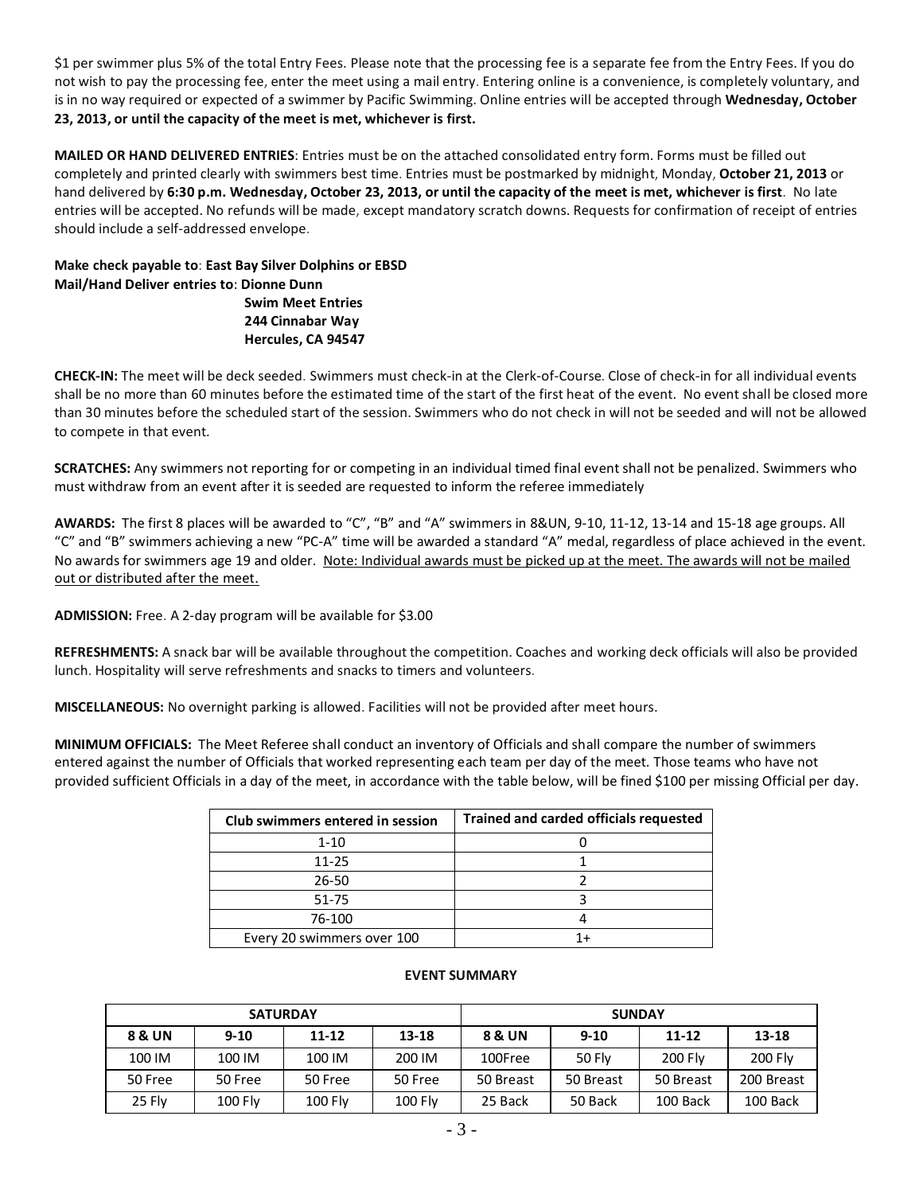$1 per swimmer plus 5% of the total Entry Fees. Please note that the processing fee is a separate fee from the Entry Fees. If you do not wish to pay the processing fee, enter the meet using a mail entry. Entering online is a convenience, is completely voluntary, and is in no way required or expected of a swimmer by Pacific Swimming. Online entries will be accepted through **Wednesday, October 23, 2013, or until the capacity of the meet is met, whichever is first.**

**MAILED OR HAND DELIVERED ENTRIES**: Entries must be on the attached consolidated entry form. Forms must be filled out completely and printed clearly with swimmers best time. Entries must be postmarked by midnight, Monday, **October 21, 2013** or hand delivered by **6:30 p.m. Wednesday, October 23, 2013, or until the capacity of the meet is met, whichever is first**. No late entries will be accepted. No refunds will be made, except mandatory scratch downs. Requests for confirmation of receipt of entries should include a self-addressed envelope.

**Make check payable to**: **East Bay Silver Dolphins or EBSD**
**Mail/Hand Deliver entries to**: **Dionne Dunn**
**Swim Meet Entries**
**244 Cinnabar Way**
**Hercules, CA 94547**

**CHECK-IN:** The meet will be deck seeded. Swimmers must check-in at the Clerk-of-Course. Close of check-in for all individual events shall be no more than 60 minutes before the estimated time of the start of the first heat of the event. No event shall be closed more than 30 minutes before the scheduled start of the session. Swimmers who do not check in will not be seeded and will not be allowed to compete in that event.

**SCRATCHES:** Any swimmers not reporting for or competing in an individual timed final event shall not be penalized. Swimmers who must withdraw from an event after it is seeded are requested to inform the referee immediately

**AWARDS:** The first 8 places will be awarded to "C", "B" and "A" swimmers in 8&UN, 9-10, 11-12, 13-14 and 15-18 age groups. All "C" and "B" swimmers achieving a new "PC-A" time will be awarded a standard "A" medal, regardless of place achieved in the event. No awards for swimmers age 19 and older. <u>Note: Individual awards must be picked up at the meet. The awards will not be mailed out or distributed after the meet.</u>

**ADMISSION:** Free. A 2-day program will be available for $3.00

**REFRESHMENTS:** A snack bar will be available throughout the competition. Coaches and working deck officials will also be provided lunch. Hospitality will serve refreshments and snacks to timers and volunteers.

**MISCELLANEOUS:** No overnight parking is allowed. Facilities will not be provided after meet hours.

**MINIMUM OFFICIALS:** The Meet Referee shall conduct an inventory of Officials and shall compare the number of swimmers entered against the number of Officials that worked representing each team per day of the meet. Those teams who have not provided sufficient Officials in a day of the meet, in accordance with the table below, will be fined $100 per missing Official per day.

| Club swimmers entered in session | Trained and carded officials requested |
|---|---|
| 1-10 | 0 |
| 11-25 | 1 |
| 26-50 | 2 |
| 51-75 | 3 |
| 76-100 | 4 |
| Every 20 swimmers over 100 | 1+ |

**EVENT SUMMARY**

| SATURDAY | | | | SUNDAY | | | |
|---|---|---|---|---|---|---|---|
| **8 & UN** | **9-10** | **11-12** | **13-18** | **8 & UN** | **9-10** | **11-12** | **13-18** |
| 100 IM | 100 IM | 100 IM | 200 IM | 100Free | 50 Fly | 200 Fly | 200 Fly |
| 50 Free | 50 Free | 50 Free | 50 Free | 50 Breast | 50 Breast | 50 Breast | 200 Breast |
| 25 Fly | 100 Fly | 100 Fly | 100 Fly | 25 Back | 50 Back | 100 Back | 100 Back |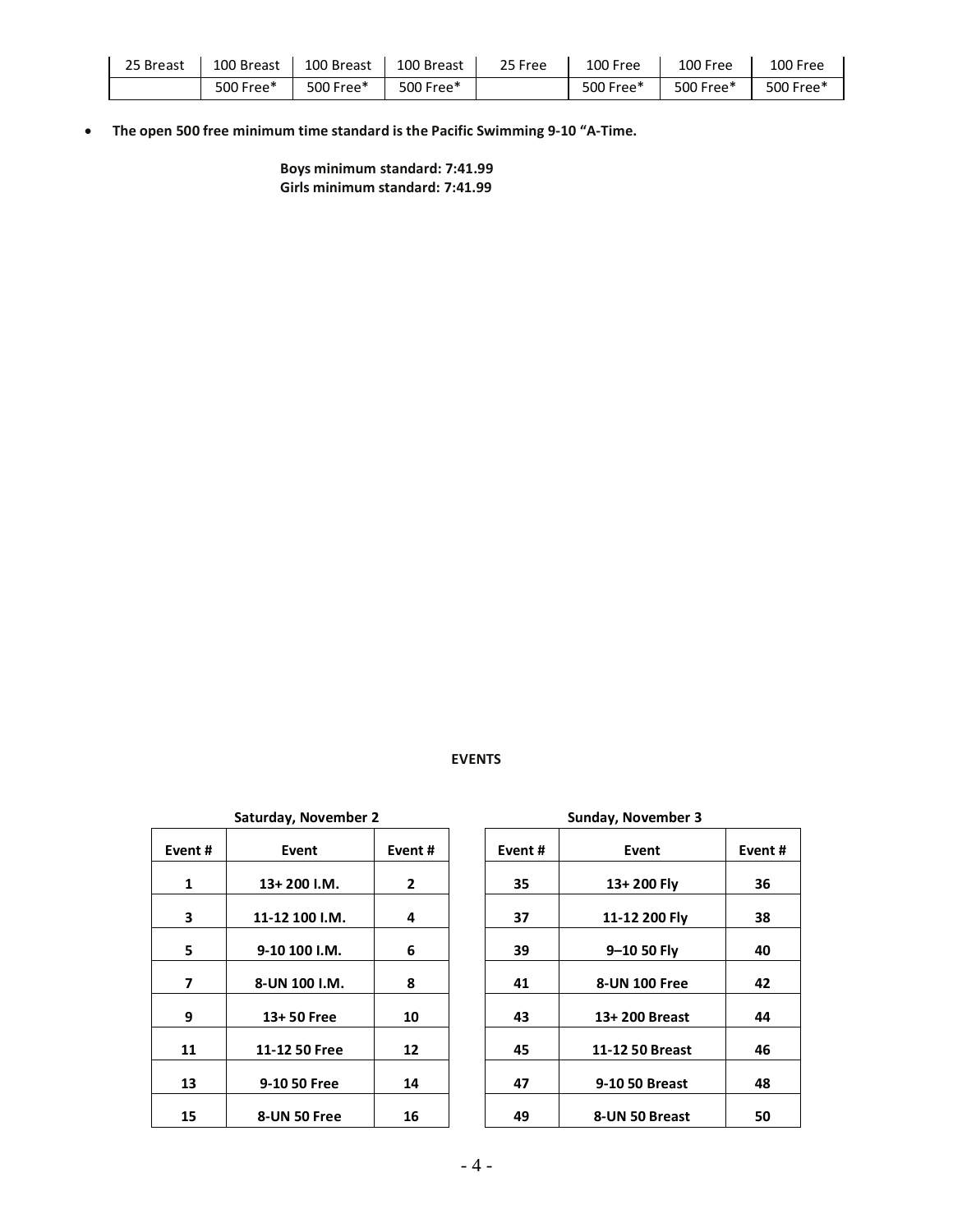| 25 Breast | 100 Breast | 100 Breast | 100 Breast | 25 Free | 100 Free | 100 Free | 100 Free |
|---|---|---|---|---|---|---|---|
| | 500 Free* | 500 Free* | 500 Free* | | 500 Free* | 500 Free* | 500 Free* |

- **The open 500 free minimum time standard is the Pacific Swimming 9-10 "A-Time.**

  **Boys minimum standard: 7:41.99**
  **Girls minimum standard: 7:41.99**

**EVENTS**

**Saturday, November 2**

| Event # | Event | Event # |
|---|---|---|
| 1 | 13+ 200 I.M. | 2 |
| 3 | 11-12 100 I.M. | 4 |
| 5 | 9-10 100 I.M. | 6 |
| 7 | 8-UN 100 I.M. | 8 |
| 9 | 13+ 50 Free | 10 |
| 11 | 11-12 50 Free | 12 |
| 13 | 9-10 50 Free | 14 |
| 15 | 8-UN 50 Free | 16 |

**Sunday, November 3**

| Event # | Event | Event # |
|---|---|---|
| 35 | 13+ 200 Fly | 36 |
| 37 | 11-12 200 Fly | 38 |
| 39 | 9–10 50 Fly | 40 |
| 41 | 8-UN 100 Free | 42 |
| 43 | 13+ 200 Breast | 44 |
| 45 | 11-12 50 Breast | 46 |
| 47 | 9-10 50 Breast | 48 |
| 49 | 8-UN 50 Breast | 50 |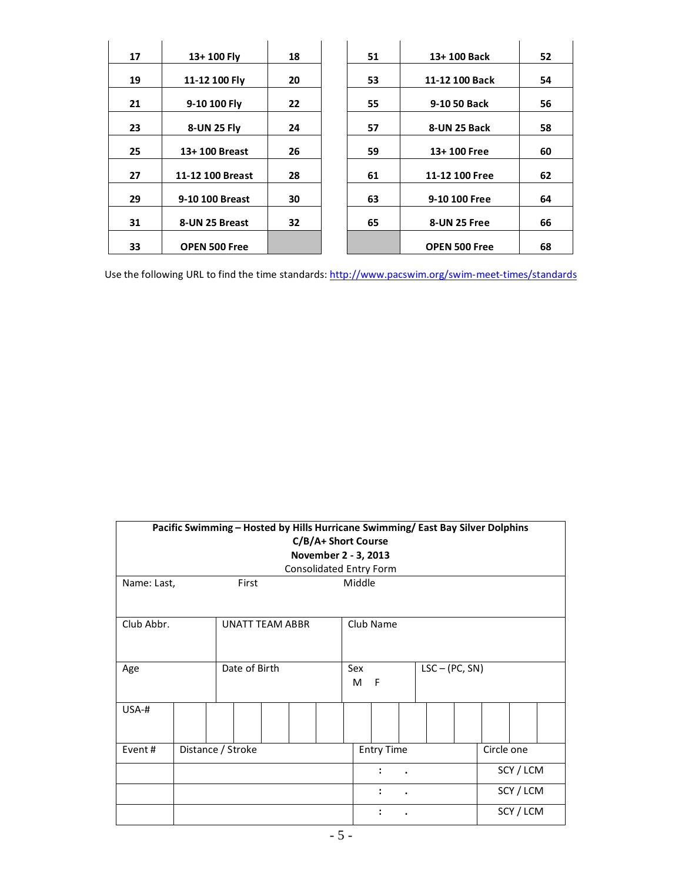| | | | | | | |
|---|---|---|---|---|---|---|
| **17** | **13+ 100 Fly** | **18** | | **51** | **13+ 100 Back** | **52** |
| **19** | **11-12 100 Fly** | **20** | | **53** | **11-12 100 Back** | **54** |
| **21** | **9-10 100 Fly** | **22** | | **55** | **9-10 50 Back** | **56** |
| **23** | **8-UN 25 Fly** | **24** | | **57** | **8-UN 25 Back** | **58** |
| **25** | **13+ 100 Breast** | **26** | | **59** | **13+ 100 Free** | **60** |
| **27** | **11-12 100 Breast** | **28** | | **61** | **11-12 100 Free** | **62** |
| **29** | **9-10 100 Breast** | **30** | | **63** | **9-10 100 Free** | **64** |
| **31** | **8-UN 25 Breast** | **32** | | **65** | **8-UN 25 Free** | **66** |
| **33** | **OPEN 500 Free** | | | | **OPEN 500 Free** | **68** |

Use the following URL to find the time standards: http://www.pacswim.org/swim-meet-times/standards

| **Pacific Swimming – Hosted by Hills Hurricane Swimming/ East Bay Silver Dolphins**<br>**C/B/A+ Short Course**<br>**November 2 - 3, 2013**<br>Consolidated Entry Form | | | |
|---|---|---|---|
| Name: Last, First Middle | | | |
| Club Abbr. | UNATT TEAM ABBR | Club Name | |
| Age | Date of Birth | Sex<br>M F | LSC – (PC, SN) |
| USA-# | | | |

| Event # | Distance / Stroke | Entry Time | Circle one |
|---|---|---|---|
| | | : . | SCY / LCM |
| | | : . | SCY / LCM |
| | | : . | SCY / LCM |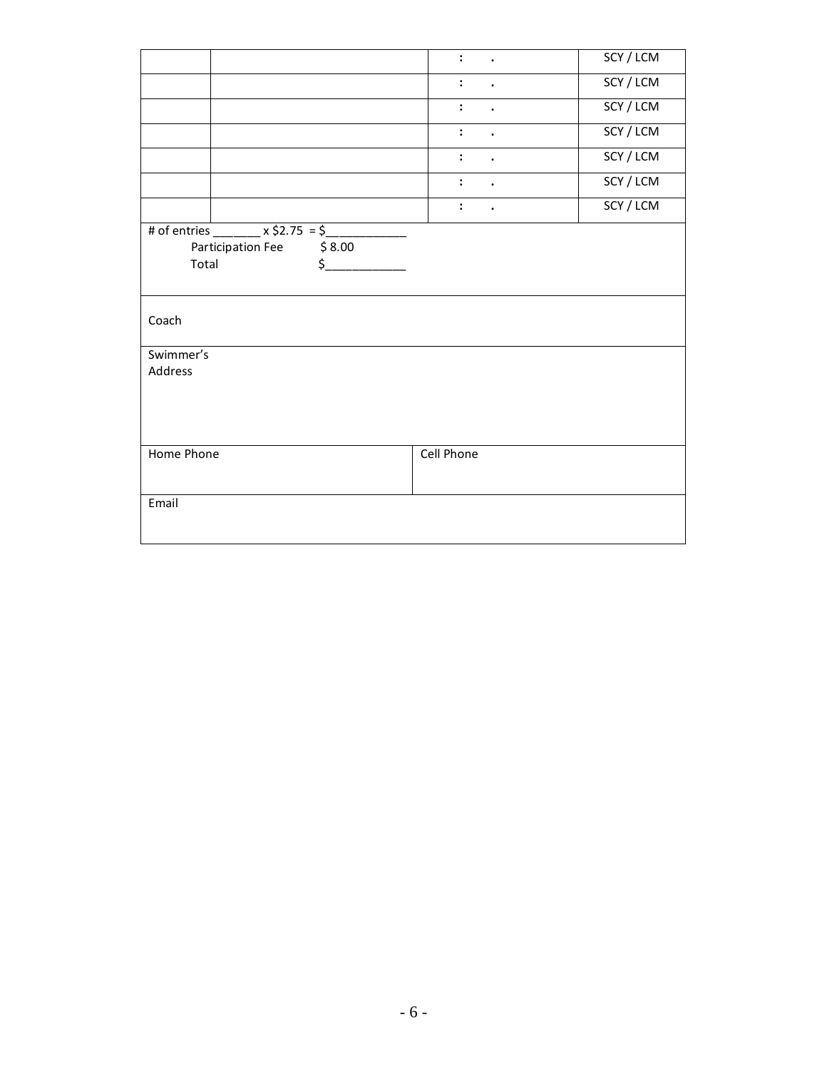| | | | |
|---|---|---|---|
| | | : . | SCY / LCM |
| | | : . | SCY / LCM |
| | | : . | SCY / LCM |
| | | : . | SCY / LCM |
| | | : . | SCY / LCM |
| | | : . | SCY / LCM |
| | | : . | SCY / LCM |

# of entries _______ x $2.75 = $____________

Participation Fee $ 8.00

Total $____________

| | |
|---|---|
| Coach | |
| Swimmer's Address | |
| Home Phone | Cell Phone |
| Email | |